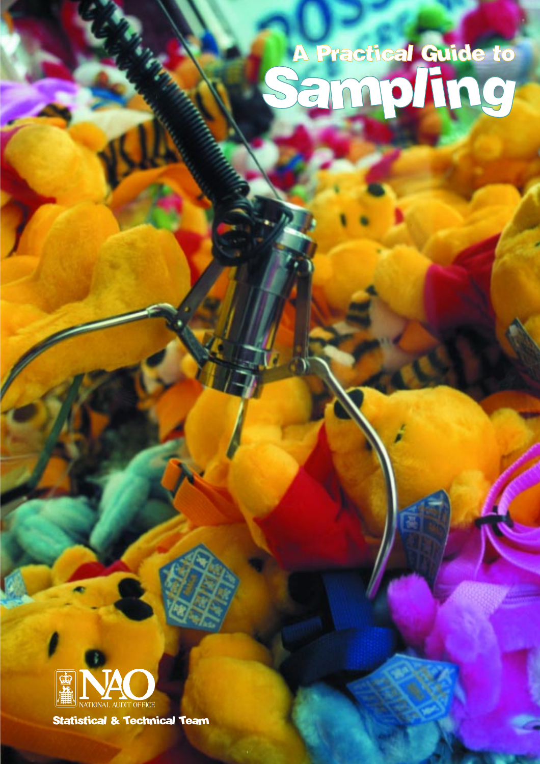# A Practical Guide to Sampling

NAO
NATIONAL AUDIT OFFICE

Statistical & Technical Team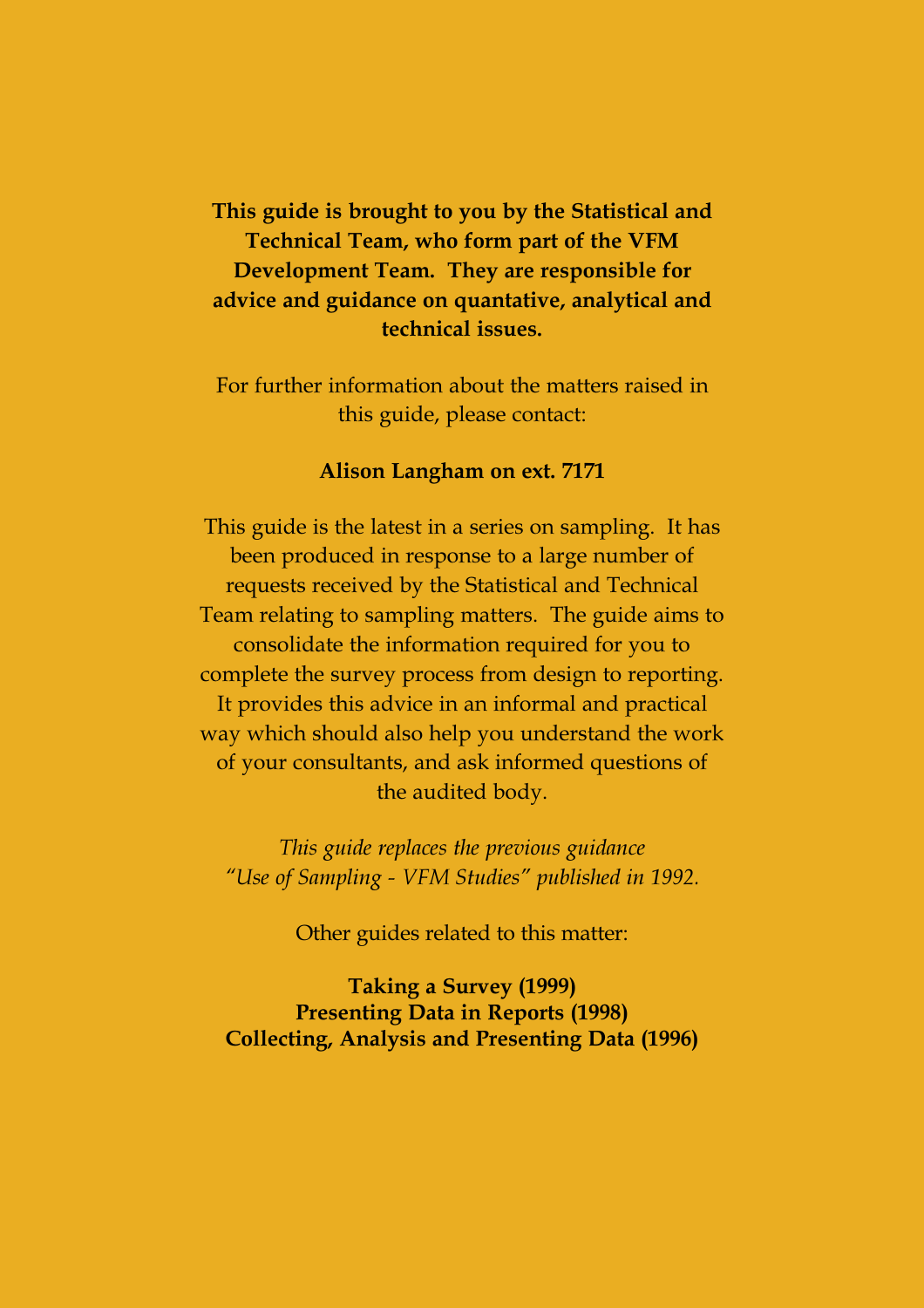**This guide is brought to you by the Statistical and Technical Team, who form part of the VFM Development Team. They are responsible for advice and guidance on quantative, analytical and technical issues.**

For further information about the matters raised in this guide, please contact:

**Alison Langham on ext. 7171**

This guide is the latest in a series on sampling. It has been produced in response to a large number of requests received by the Statistical and Technical Team relating to sampling matters. The guide aims to consolidate the information required for you to complete the survey process from design to reporting. It provides this advice in an informal and practical way which should also help you understand the work of your consultants, and ask informed questions of the audited body.

*This guide replaces the previous guidance "Use of Sampling - VFM Studies" published in 1992.*

Other guides related to this matter:

**Taking a Survey (1999)**
**Presenting Data in Reports (1998)**
**Collecting, Analysis and Presenting Data (1996)**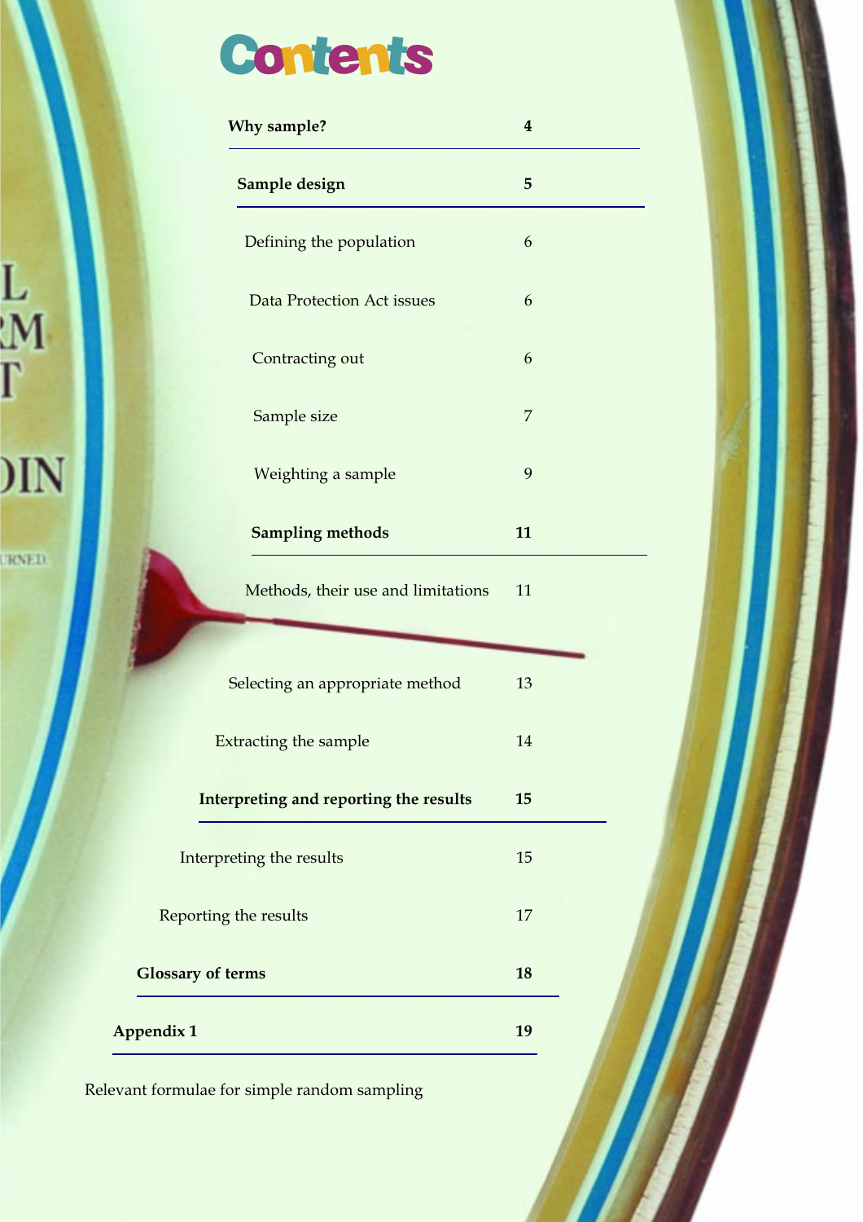# Contents

| | |
|---|---|
| **Why sample?** | **4** |
| **Sample design** | **5** |
| Defining the population | 6 |
| Data Protection Act issues | 6 |
| Contracting out | 6 |
| Sample size | 7 |
| Weighting a sample | 9 |
| **Sampling methods** | **11** |
| Methods, their use and limitations | 11 |
| Selecting an appropriate method | 13 |
| Extracting the sample | 14 |
| **Interpreting and reporting the results** | **15** |
| Interpreting the results | 15 |
| Reporting the results | 17 |
| **Glossary of terms** | **18** |
| **Appendix 1** | **19** |

Relevant formulae for simple random sampling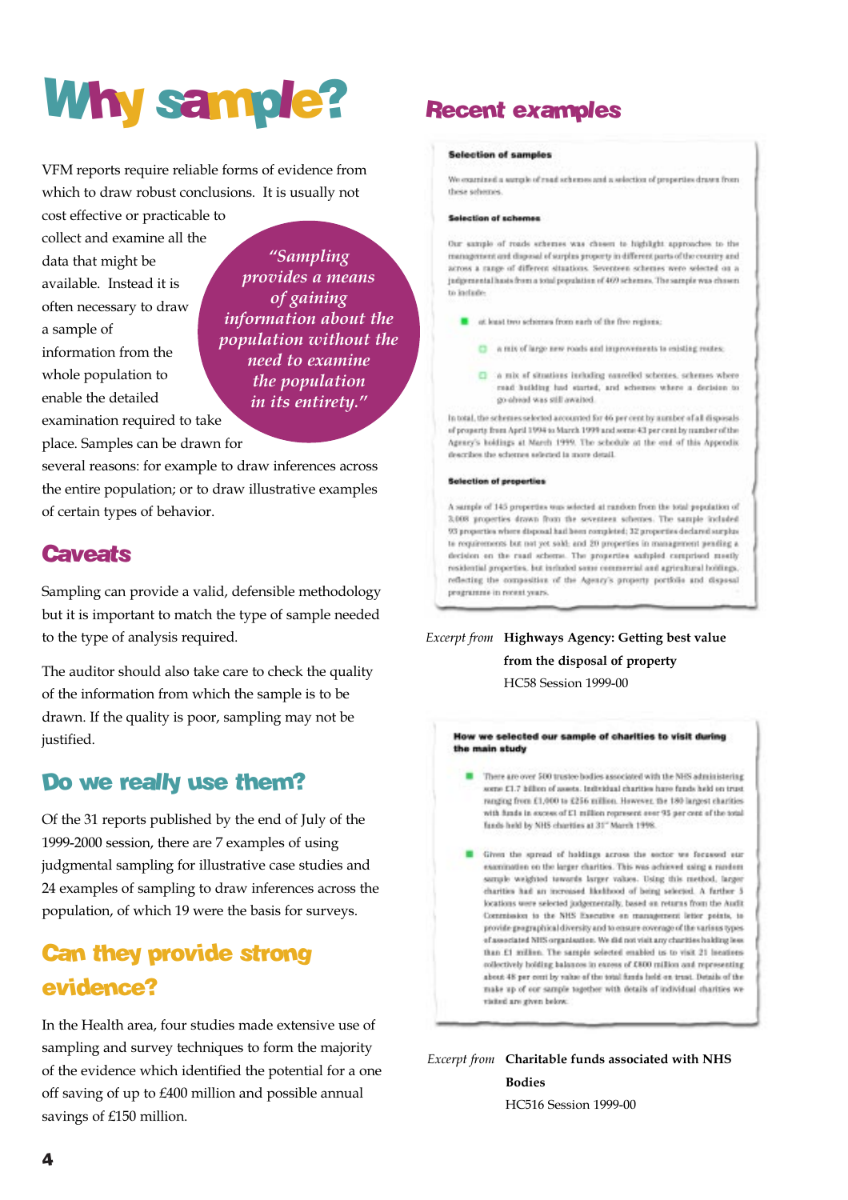# Why sample?

VFM reports require reliable forms of evidence from which to draw robust conclusions. It is usually not cost effective or practicable to collect and examine all the data that might be available. Instead it is often necessary to draw a sample of information from the whole population to enable the detailed examination required to take place. Samples can be drawn for several reasons: for example to draw inferences across the entire population; or to draw illustrative examples of certain types of behavior.

> *"Sampling provides a means of gaining information about the population without the need to examine the population in its entirety."*

## Caveats

Sampling can provide a valid, defensible methodology but it is important to match the type of sample needed to the type of analysis required.

The auditor should also take care to check the quality of the information from which the sample is to be drawn. If the quality is poor, sampling may not be justified.

## Do we really use them?

Of the 31 reports published by the end of July of the 1999-2000 session, there are 7 examples of using judgmental sampling for illustrative case studies and 24 examples of sampling to draw inferences across the population, of which 19 were the basis for surveys.

## Can they provide strong evidence?

In the Health area, four studies made extensive use of sampling and survey techniques to form the majority of the evidence which identified the potential for a one off saving of up to £400 million and possible annual savings of £150 million.

## Recent examples

**Selection of samples**

We examined a sample of road schemes and a selection of properties drawn from these schemes.

**Selection of schemes**

Our sample of roads schemes was chosen to highlight approaches to the management and disposal of surplus property in different parts of the country and across a range of different situations. Seventeen schemes were selected on a judgemental basis from a total population of 409 schemes. The sample was chosen to include:

- at least two schemes from each of the five regions;
  - a mix of large new roads and improvements to existing routes;
  - a mix of situations including cancelled schemes, schemes where road building had started, and schemes where a decision to go-ahead was still awaited.

In total, the schemes selected accounted for 46 per cent by number of all disposals of property from April 1994 to March 1999 and some 43 per cent by number of the Agency's holdings at March 1999. The schedule at the end of this Appendix describes the schemes selected in more detail.

**Selection of properties**

A sample of 145 properties was selected at random from the total population of 3,008 properties drawn from the seventeen schemes. The sample included 93 properties where disposal had been completed; 32 properties declared surplus to requirements but not yet sold; and 20 properties in management pending a decision on the road scheme. The properties sampled comprised mostly residential properties, but included some commercial and agricultural holdings, reflecting the composition of the Agency's property portfolio and disposal programme in recent years.

*Excerpt from* **Highways Agency: Getting best value from the disposal of property**
HC58 Session 1999-00

**How we selected our sample of charities to visit during the main study**

- There are over 300 trustee bodies associated with the NHS administering some £1.7 billion of assets. Individual charities have funds held on trust ranging from £1,000 to £256 million. However, the 180 largest charities with funds in excess of £1 million represent over 93 per cent of the total funds held by NHS charities at 31[st] March 1998.

- Given the spread of holdings across the sector we focused our examination on the larger charities. This was achieved using a random sample weighted towards larger values. Using this method, larger charities had an increased likelihood of being selected. A further 5 locations were selected judgementally, based on returns from the Audit Commission to the NHS Executive on management letter points, to provide geographical diversity and to ensure coverage of the various types of associated NHS organisation. We did not visit any charities holding less than £1 million. The sample selected enabled us to visit 21 locations collectively holding balances in excess of £800 million and representing about 48 per cent by value of the total funds held on trust. Details of the make up of our sample together with details of individual charities we visited are given below.

*Excerpt from* **Charitable funds associated with NHS Bodies**
HC516 Session 1999-00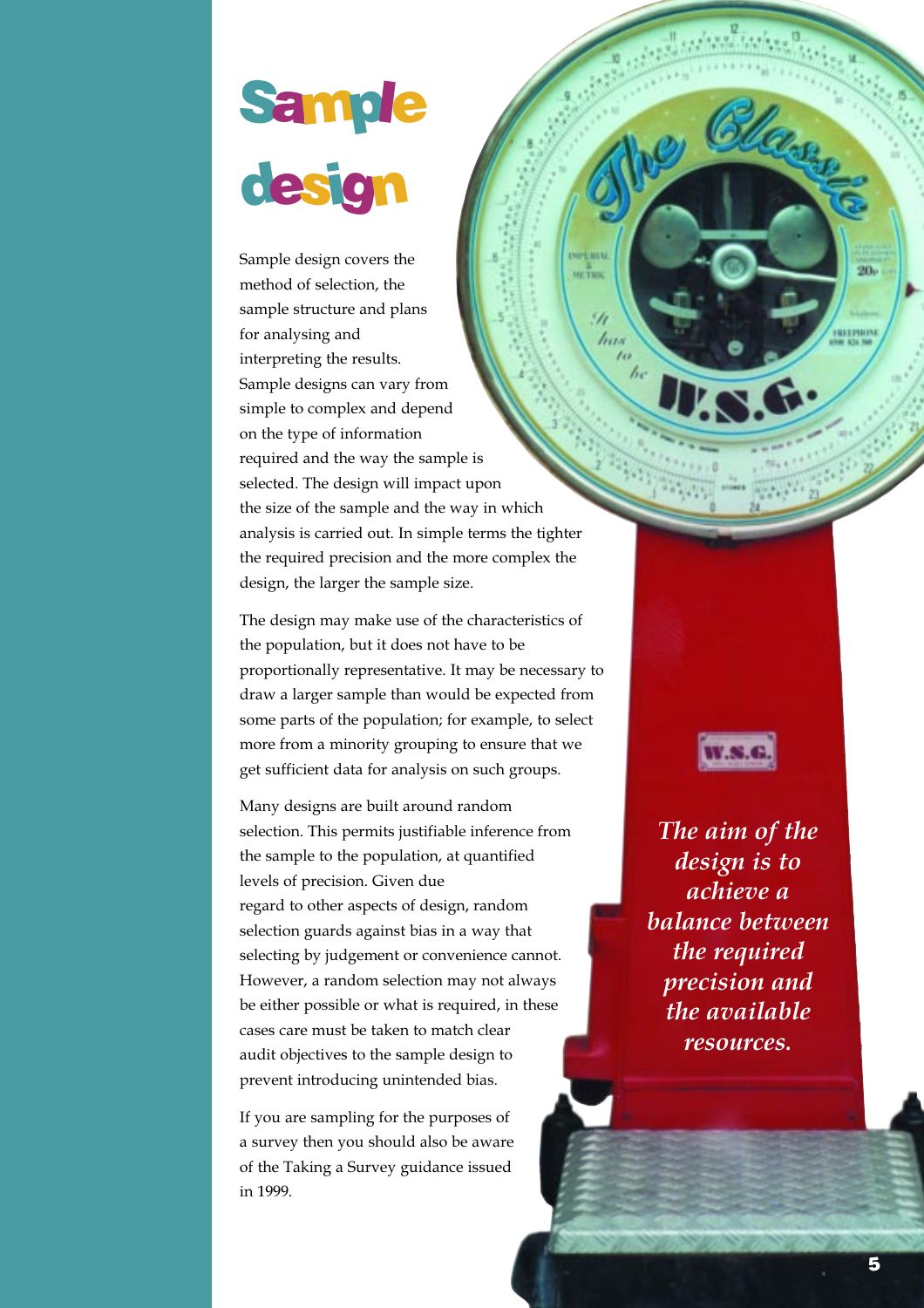# Sample design

Sample design covers the method of selection, the sample structure and plans for analysing and interpreting the results. Sample designs can vary from simple to complex and depend on the type of information required and the way the sample is selected. The design will impact upon the size of the sample and the way in which analysis is carried out. In simple terms the tighter the required precision and the more complex the design, the larger the sample size.

The design may make use of the characteristics of the population, but it does not have to be proportionally representative. It may be necessary to draw a larger sample than would be expected from some parts of the population; for example, to select more from a minority grouping to ensure that we get sufficient data for analysis on such groups.

Many designs are built around random selection. This permits justifiable inference from the sample to the population, at quantified levels of precision. Given due regard to other aspects of design, random selection guards against bias in a way that selecting by judgement or convenience cannot. However, a random selection may not always be either possible or what is required, in these cases care must be taken to match clear audit objectives to the sample design to prevent introducing unintended bias.

If you are sampling for the purposes of a survey then you should also be aware of the Taking a Survey guidance issued in 1999.

*The aim of the design is to achieve a balance between the required precision and the available resources.*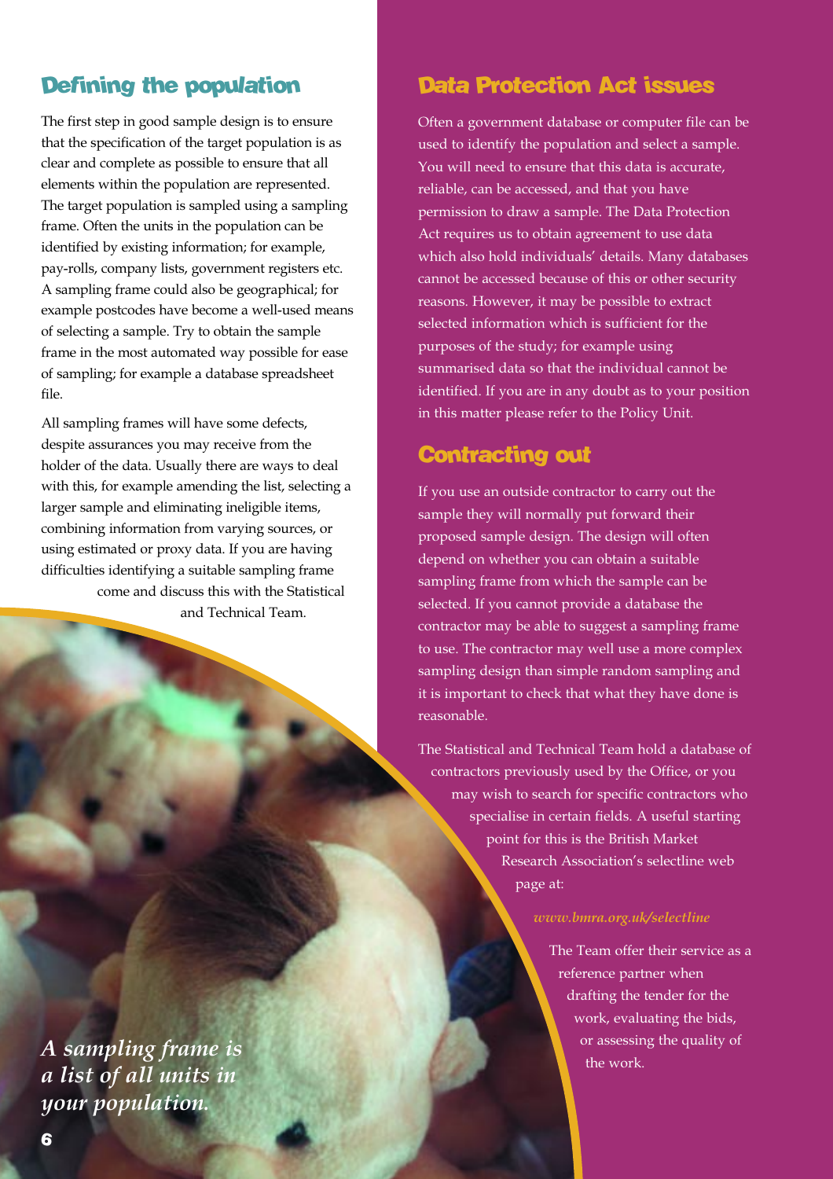## Defining the population

The first step in good sample design is to ensure that the specification of the target population is as clear and complete as possible to ensure that all elements within the population are represented. The target population is sampled using a sampling frame. Often the units in the population can be identified by existing information; for example, pay-rolls, company lists, government registers etc. A sampling frame could also be geographical; for example postcodes have become a well-used means of selecting a sample. Try to obtain the sample frame in the most automated way possible for ease of sampling; for example a database spreadsheet file.

All sampling frames will have some defects, despite assurances you may receive from the holder of the data. Usually there are ways to deal with this, for example amending the list, selecting a larger sample and eliminating ineligible items, combining information from varying sources, or using estimated or proxy data. If you are having difficulties identifying a suitable sampling frame come and discuss this with the Statistical and Technical Team.

*A sampling frame is a list of all units in your population.*

## Data Protection Act issues

Often a government database or computer file can be used to identify the population and select a sample. You will need to ensure that this data is accurate, reliable, can be accessed, and that you have permission to draw a sample. The Data Protection Act requires us to obtain agreement to use data which also hold individuals' details. Many databases cannot be accessed because of this or other security reasons. However, it may be possible to extract selected information which is sufficient for the purposes of the study; for example using summarised data so that the individual cannot be identified. If you are in any doubt as to your position in this matter please refer to the Policy Unit.

## Contracting out

If you use an outside contractor to carry out the sample they will normally put forward their proposed sample design. The design will often depend on whether you can obtain a suitable sampling frame from which the sample can be selected. If you cannot provide a database the contractor may be able to suggest a sampling frame to use. The contractor may well use a more complex sampling design than simple random sampling and it is important to check that what they have done is reasonable.

The Statistical and Technical Team hold a database of contractors previously used by the Office, or you may wish to search for specific contractors who specialise in certain fields. A useful starting point for this is the British Market Research Association's selectline web page at:

*www.bmra.org.uk/selectline*

The Team offer their service as a reference partner when drafting the tender for the work, evaluating the bids, or assessing the quality of the work.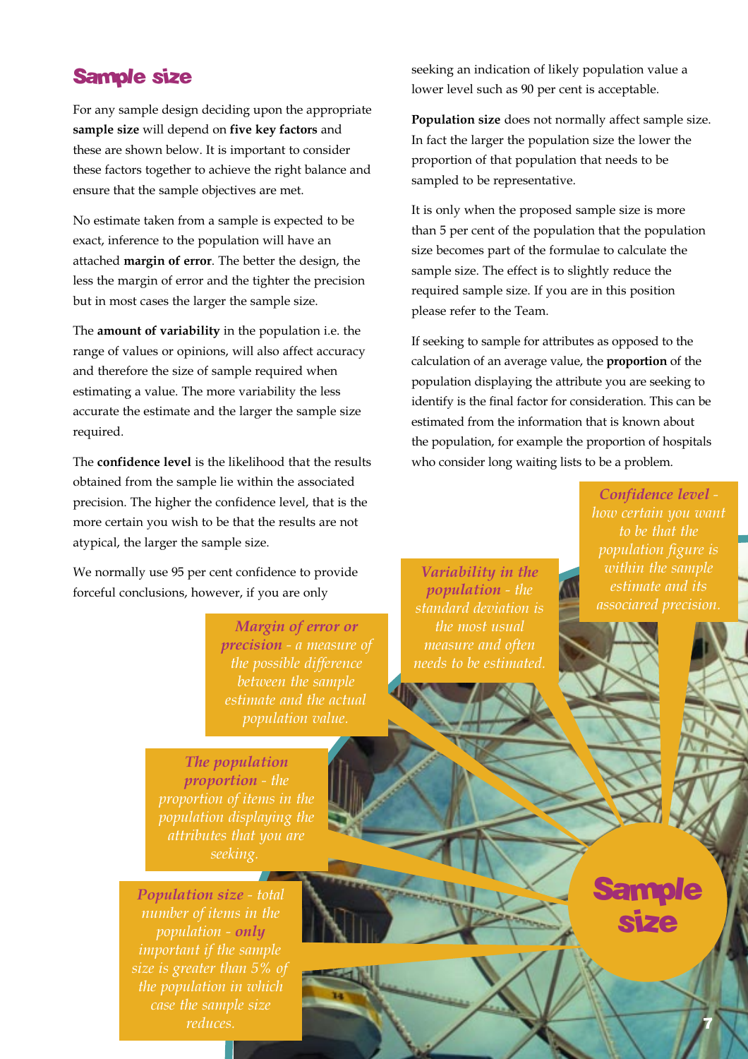## Sample size

For any sample design deciding upon the appropriate **sample size** will depend on **five key factors** and these are shown below. It is important to consider these factors together to achieve the right balance and ensure that the sample objectives are met.

No estimate taken from a sample is expected to be exact, inference to the population will have an attached **margin of error**. The better the design, the less the margin of error and the tighter the precision but in most cases the larger the sample size.

The **amount of variability** in the population i.e. the range of values or opinions, will also affect accuracy and therefore the size of sample required when estimating a value. The more variability the less accurate the estimate and the larger the sample size required.

The **confidence level** is the likelihood that the results obtained from the sample lie within the associated precision. The higher the confidence level, that is the more certain you wish to be that the results are not atypical, the larger the sample size.

We normally use 95 per cent confidence to provide forceful conclusions, however, if you are only seeking an indication of likely population value a lower level such as 90 per cent is acceptable.

**Population size** does not normally affect sample size. In fact the larger the population size the lower the proportion of that population that needs to be sampled to be representative.

It is only when the proposed sample size is more than 5 per cent of the population that the population size becomes part of the formulae to calculate the sample size. The effect is to slightly reduce the required sample size. If you are in this position please refer to the Team.

If seeking to sample for attributes as opposed to the calculation of an average value, the **proportion** of the population displaying the attribute you are seeking to identify is the final factor for consideration. This can be estimated from the information that is known about the population, for example the proportion of hospitals who consider long waiting lists to be a problem.

*Confidence level - how certain you want to be that the population figure is within the sample estimate and its associared precision.*

*Variability in the population - the standard deviation is the most usual measure and often needs to be estimated.*

*Margin of error or precision - a measure of the possible difference between the sample estimate and the actual population value.*

*The population proportion - the proportion of items in the population displaying the attributes that you are seeking.*

*Population size - total number of items in the population - **only** important if the sample size is greater than 5% of the population in which case the sample size reduces.*

**Sample size**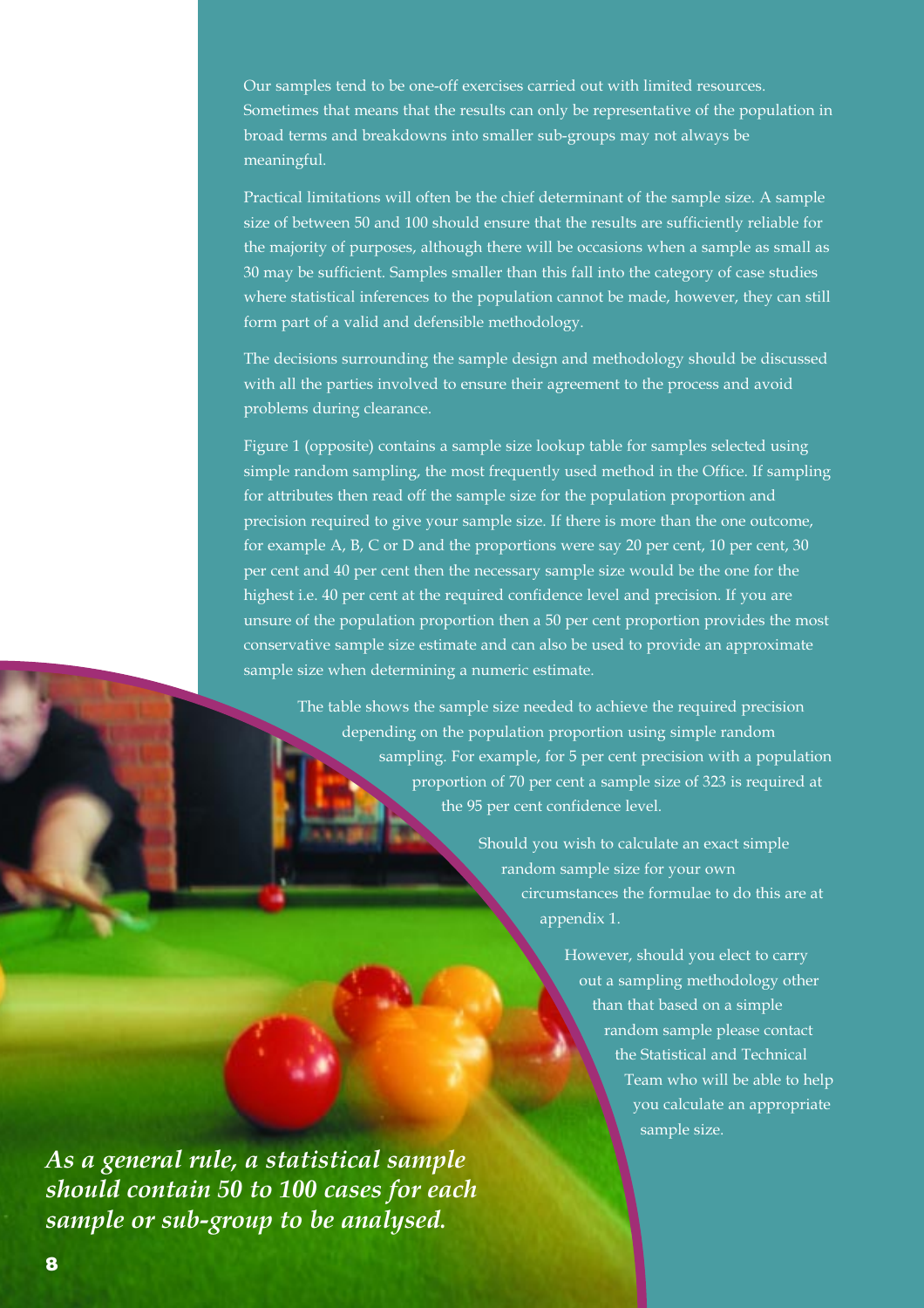Our samples tend to be one-off exercises carried out with limited resources. Sometimes that means that the results can only be representative of the population in broad terms and breakdowns into smaller sub-groups may not always be meaningful.

Practical limitations will often be the chief determinant of the sample size. A sample size of between 50 and 100 should ensure that the results are sufficiently reliable for the majority of purposes, although there will be occasions when a sample as small as 30 may be sufficient. Samples smaller than this fall into the category of case studies where statistical inferences to the population cannot be made, however, they can still form part of a valid and defensible methodology.

The decisions surrounding the sample design and methodology should be discussed with all the parties involved to ensure their agreement to the process and avoid problems during clearance.

Figure 1 (opposite) contains a sample size lookup table for samples selected using simple random sampling, the most frequently used method in the Office. If sampling for attributes then read off the sample size for the population proportion and precision required to give your sample size. If there is more than the one outcome, for example A, B, C or D and the proportions were say 20 per cent, 10 per cent, 30 per cent and 40 per cent then the necessary sample size would be the one for the highest i.e. 40 per cent at the required confidence level and precision. If you are unsure of the population proportion then a 50 per cent proportion provides the most conservative sample size estimate and can also be used to provide an approximate sample size when determining a numeric estimate.

The table shows the sample size needed to achieve the required precision depending on the population proportion using simple random sampling. For example, for 5 per cent precision with a population proportion of 70 per cent a sample size of 323 is required at the 95 per cent confidence level.

Should you wish to calculate an exact simple random sample size for your own circumstances the formulae to do this are at appendix 1.

However, should you elect to carry out a sampling methodology other than that based on a simple random sample please contact the Statistical and Technical Team who will be able to help you calculate an appropriate sample size.

***As a general rule, a statistical sample should contain 50 to 100 cases for each sample or sub-group to be analysed.***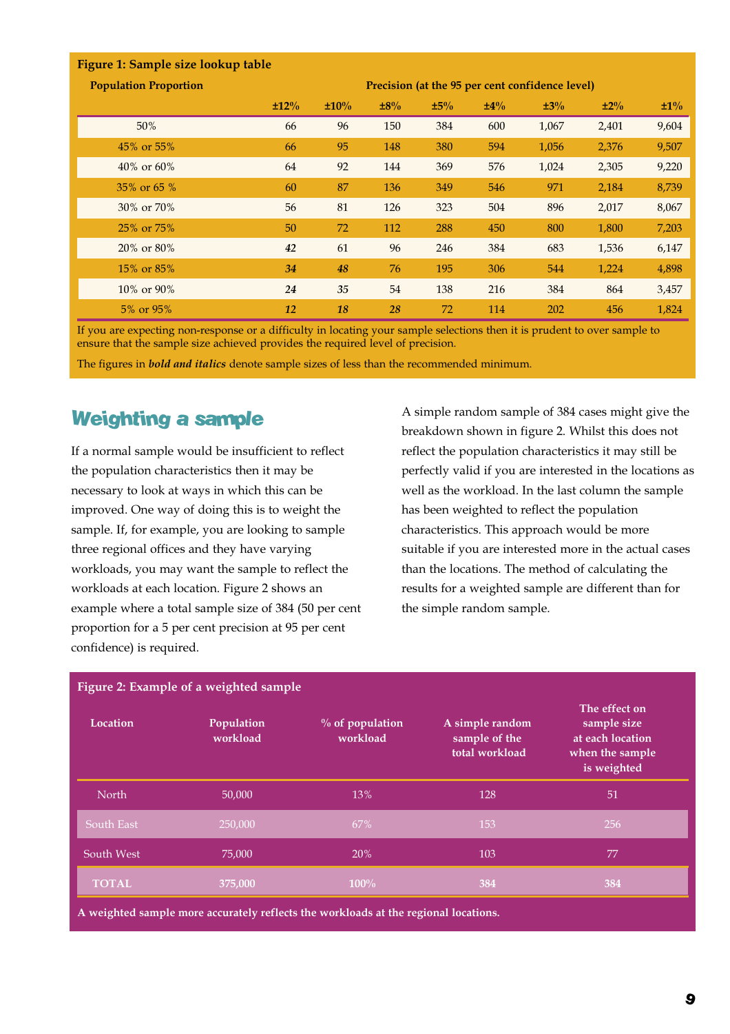**Figure 1: Sample size lookup table**

| Population Proportion | Precision (at the 95 per cent confidence level) | | | | | | | |
|---|---|---|---|---|---|---|---|---|
| | ±12% | ±10% | ±8% | ±5% | ±4% | ±3% | ±2% | ±1% |
| 50% | 66 | 96 | 150 | 384 | 600 | 1,067 | 2,401 | 9,604 |
| 45% or 55% | 66 | 95 | 148 | 380 | 594 | 1,056 | 2,376 | 9,507 |
| 40% or 60% | 64 | 92 | 144 | 369 | 576 | 1,024 | 2,305 | 9,220 |
| 35% or 65 % | 60 | 87 | 136 | 349 | 546 | 971 | 2,184 | 8,739 |
| 30% or 70% | 56 | 81 | 126 | 323 | 504 | 896 | 2,017 | 8,067 |
| 25% or 75% | 50 | 72 | 112 | 288 | 450 | 800 | 1,800 | 7,203 |
| 20% or 80% | ***42*** | 61 | 96 | 246 | 384 | 683 | 1,536 | 6,147 |
| 15% or 85% | ***34*** | ***48*** | 76 | 195 | 306 | 544 | 1,224 | 4,898 |
| 10% or 90% | ***24*** | ***35*** | 54 | 138 | 216 | 384 | 864 | 3,457 |
| 5% or 95% | ***12*** | ***18*** | ***28*** | 72 | 114 | 202 | 456 | 1,824 |

If you are expecting non-response or a difficulty in locating your sample selections then it is prudent to over sample to ensure that the sample size achieved provides the required level of precision.

The figures in ***bold and italics*** denote sample sizes of less than the recommended minimum.

## Weighting a sample

If a normal sample would be insufficient to reflect the population characteristics then it may be necessary to look at ways in which this can be improved. One way of doing this is to weight the sample. If, for example, you are looking to sample three regional offices and they have varying workloads, you may want the sample to reflect the workloads at each location. Figure 2 shows an example where a total sample size of 384 (50 per cent proportion for a 5 per cent precision at 95 per cent confidence) is required.

A simple random sample of 384 cases might give the breakdown shown in figure 2. Whilst this does not reflect the population characteristics it may still be perfectly valid if you are interested in the locations as well as the workload. In the last column the sample has been weighted to reflect the population characteristics. This approach would be more suitable if you are interested more in the actual cases than the locations. The method of calculating the results for a weighted sample are different than for the simple random sample.

**Figure 2: Example of a weighted sample**

| Location | Population workload | % of population workload | A simple random sample of the total workload | The effect on sample size at each location when the sample is weighted |
|---|---|---|---|---|
| North | 50,000 | 13% | 128 | 51 |
| South East | 250,000 | 67% | 153 | 256 |
| South West | 75,000 | 20% | 103 | 77 |
| **TOTAL** | **375,000** | **100%** | **384** | **384** |

**A weighted sample more accurately reflects the workloads at the regional locations.**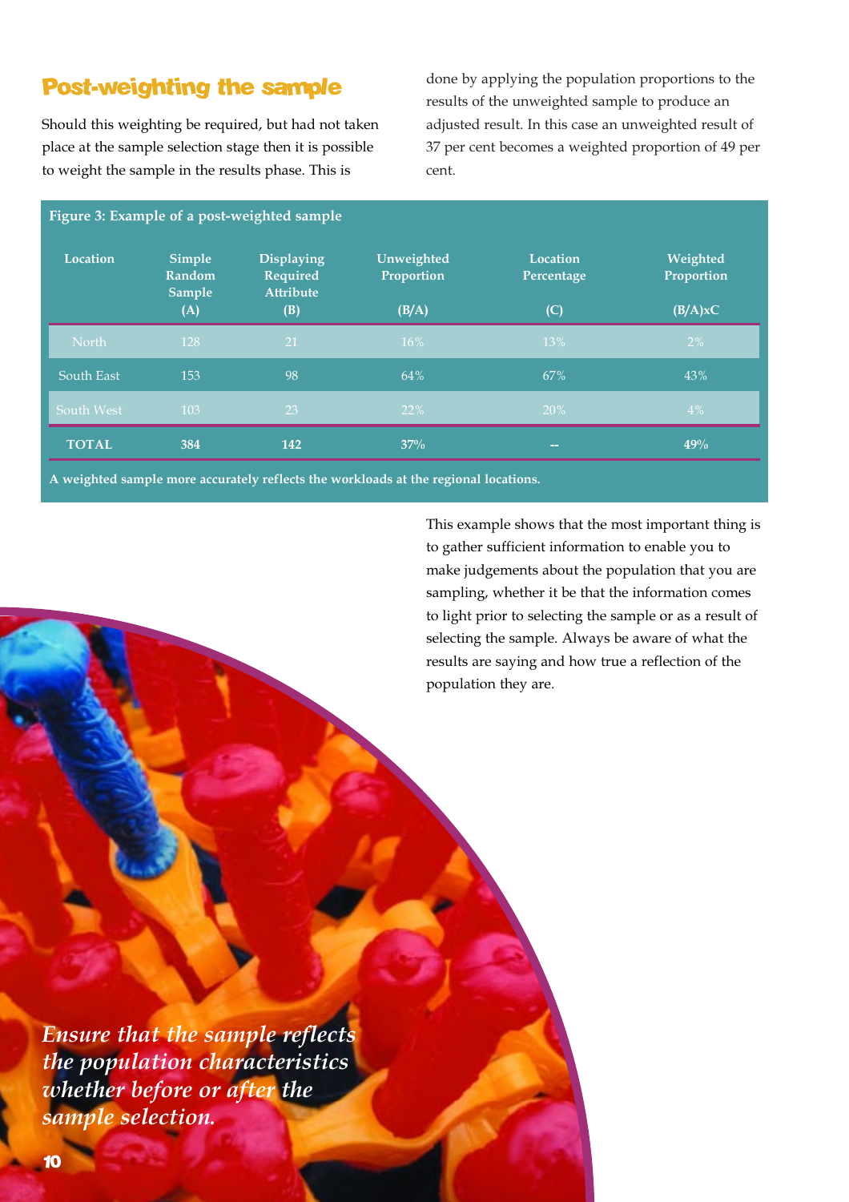## Post-weighting the sample

Should this weighting be required, but had not taken place at the sample selection stage then it is possible to weight the sample in the results phase. This is done by applying the population proportions to the results of the unweighted sample to produce an adjusted result. In this case an unweighted result of 37 per cent becomes a weighted proportion of 49 per cent.

**Figure 3: Example of a post-weighted sample**

| Location | Simple Random Sample (A) | Displaying Required Attribute (B) | Unweighted Proportion (B/A) | Location Percentage (C) | Weighted Proportion (B/A)xC |
|---|---|---|---|---|---|
| North | 128 | 21 | 16% | 13% | 2% |
| South East | 153 | 98 | 64% | 67% | 43% |
| South West | 103 | 23 | 22% | 20% | 4% |
| **TOTAL** | **384** | **142** | **37%** | **--** | **49%** |

**A weighted sample more accurately reflects the workloads at the regional locations.**

This example shows that the most important thing is to gather sufficient information to enable you to make judgements about the population that you are sampling, whether it be that the information comes to light prior to selecting the sample or as a result of selecting the sample. Always be aware of what the results are saying and how true a reflection of the population they are.

***Ensure that the sample reflects the population characteristics whether before or after the sample selection.***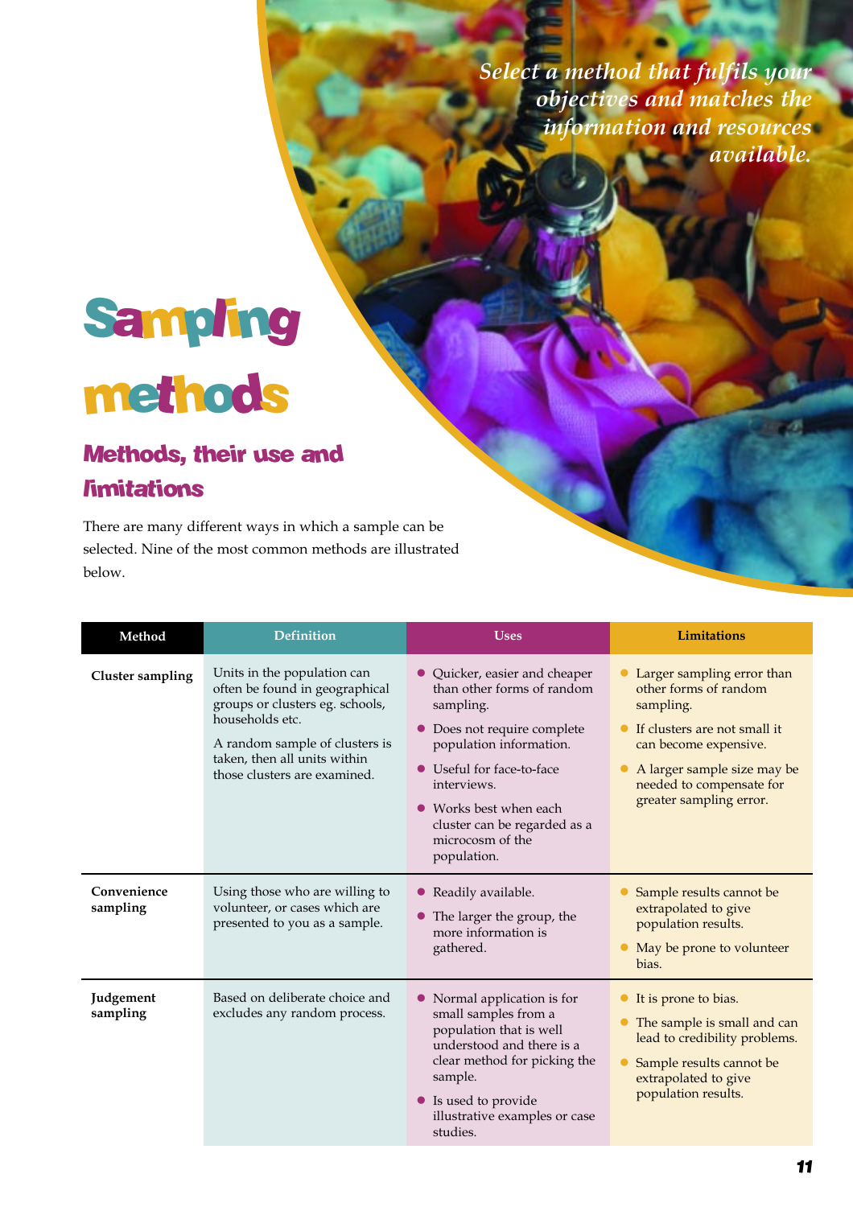*Select a method that fulfils your objectives and matches the information and resources available.*

# Sampling methods

## Methods, their use and limitations

There are many different ways in which a sample can be selected. Nine of the most common methods are illustrated below.

| Method | Definition | Uses | Limitations |
|---|---|---|---|
| **Cluster sampling** | Units in the population can often be found in geographical groups or clusters eg. schools, households etc. A random sample of clusters is taken, then all units within those clusters are examined. | • Quicker, easier and cheaper than other forms of random sampling. • Does not require complete population information. • Useful for face-to-face interviews. • Works best when each cluster can be regarded as a microcosm of the population. | • Larger sampling error than other forms of random sampling. • If clusters are not small it can become expensive. • A larger sample size may be needed to compensate for greater sampling error. |
| **Convenience sampling** | Using those who are willing to volunteer, or cases which are presented to you as a sample. | • Readily available. • The larger the group, the more information is gathered. | • Sample results cannot be extrapolated to give population results. • May be prone to volunteer bias. |
| **Judgement sampling** | Based on deliberate choice and excludes any random process. | • Normal application is for small samples from a population that is well understood and there is a clear method for picking the sample. • Is used to provide illustrative examples or case studies. | • It is prone to bias. • The sample is small and can lead to credibility problems. • Sample results cannot be extrapolated to give population results. |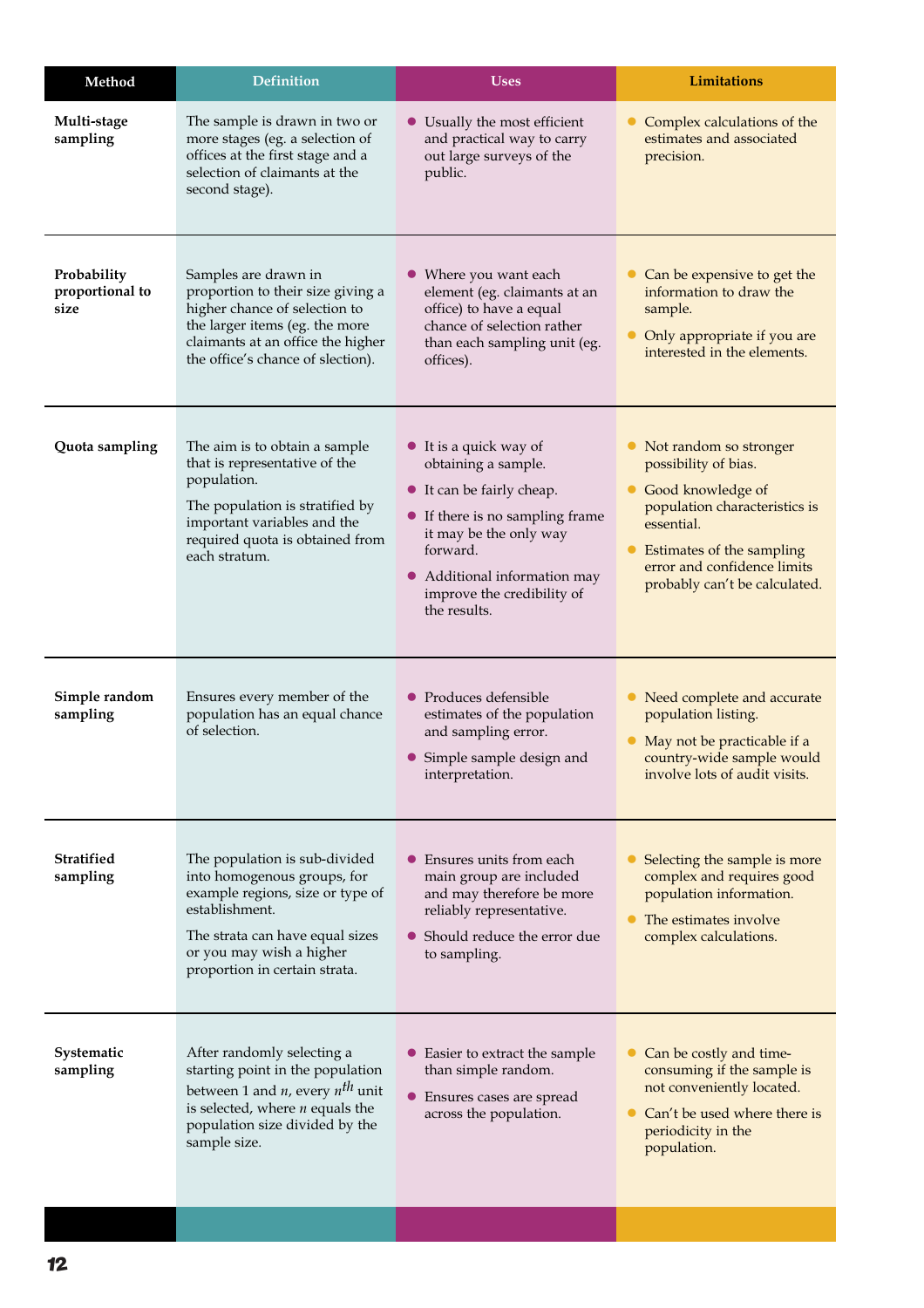| Method | Definition | Uses | Limitations |
|---|---|---|---|
| **Multi-stage sampling** | The sample is drawn in two or more stages (eg. a selection of offices at the first stage and a selection of claimants at the second stage). | • Usually the most efficient and practical way to carry out large surveys of the public. | • Complex calculations of the estimates and associated precision. |
| **Probability proportional to size** | Samples are drawn in proportion to their size giving a higher chance of selection to the larger items (eg. the more claimants at an office the higher the office's chance of selection). | • Where you want each element (eg. claimants at an office) to have a equal chance of selection rather than each sampling unit (eg. offices). | • Can be expensive to get the information to draw the sample.<br>• Only appropriate if you are interested in the elements. |
| **Quota sampling** | The aim is to obtain a sample that is representative of the population.<br>The population is stratified by important variables and the required quota is obtained from each stratum. | • It is a quick way of obtaining a sample.<br>• It can be fairly cheap.<br>• If there is no sampling frame it may be the only way forward.<br>• Additional information may improve the credibility of the results. | • Not random so stronger possibility of bias.<br>• Good knowledge of population characteristics is essential.<br>• Estimates of the sampling error and confidence limits probably can't be calculated. |
| **Simple random sampling** | Ensures every member of the population has an equal chance of selection. | • Produces defensible estimates of the population and sampling error.<br>• Simple sample design and interpretation. | • Need complete and accurate population listing.<br>• May not be practicable if a country-wide sample would involve lots of audit visits. |
| **Stratified sampling** | The population is sub-divided into homogenous groups, for example regions, size or type of establishment.<br>The strata can have equal sizes or you may wish a higher proportion in certain strata. | • Ensures units from each main group are included and may therefore be more reliably representative.<br>• Should reduce the error due to sampling. | • Selecting the sample is more complex and requires good population information.<br>• The estimates involve complex calculations. |
| **Systematic sampling** | After randomly selecting a starting point in the population between 1 and $n$, every $n^{th}$ unit is selected, where $n$ equals the population size divided by the sample size. | • Easier to extract the sample than simple random.<br>• Ensures cases are spread across the population. | • Can be costly and time-consuming if the sample is not conveniently located.<br>• Can't be used where there is periodicity in the population. |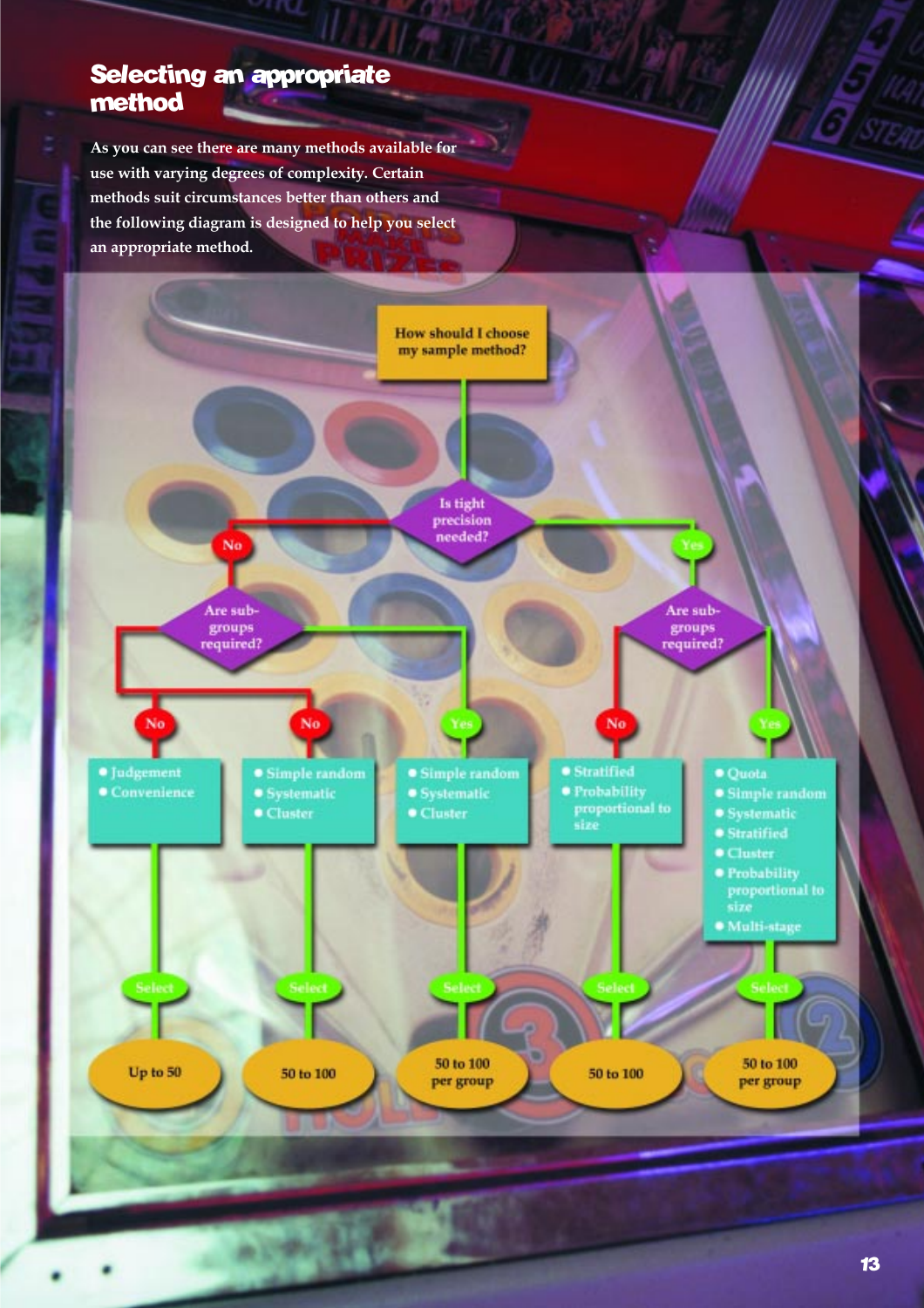# Selecting an appropriate method

**As you can see there are many methods available for use with varying degrees of complexity. Certain methods suit circumstances better than others and the following diagram is designed to help you select an appropriate method.**

**How should I choose my sample method?**

- **Is tight precision needed?**
  - **No** → **Are sub-groups required?**
    - **No** →
      - Judgement
      - Convenience
      - **Select:** Up to 50
    - **No** →
      - Simple random
      - Systematic
      - Cluster
      - **Select:** 50 to 100
    - **Yes** →
      - Simple random
      - Systematic
      - Cluster
      - **Select:** 50 to 100 per group
  - **Yes** → **Are sub-groups required?**
    - **No** →
      - Stratified
      - Probability proportional to size
      - **Select:** 50 to 100
    - **Yes** →
      - Quota
      - Simple random
      - Systematic
      - Stratified
      - Cluster
      - Probability proportional to size
      - Multi-stage
      - **Select:** 50 to 100 per group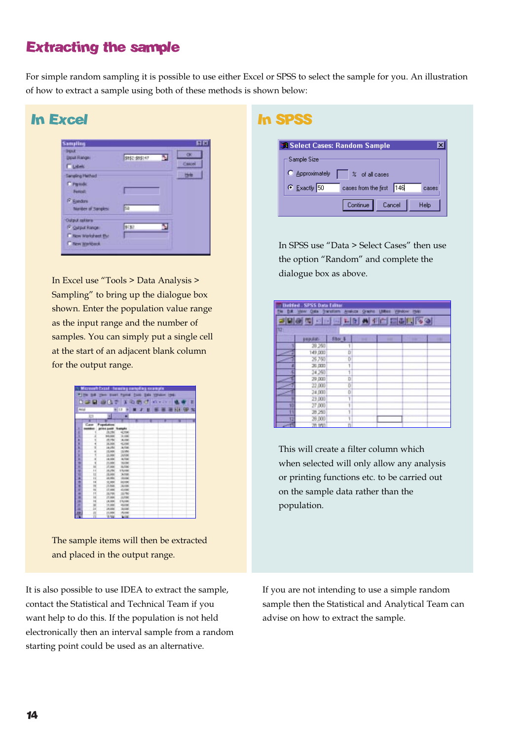## Extracting the sample

For simple random sampling it is possible to use either Excel or SPSS to select the sample for you. An illustration of how to extract a sample using both of these methods is shown below:

### In Excel

In Excel use "Tools > Data Analysis > Sampling" to bring up the dialogue box shown. Enter the population value range as the input range and the number of samples. You can simply put a single cell at the start of an adjacent blank column for the output range.

The sample items will then be extracted and placed in the output range.

### In SPSS

In SPSS use "Data > Select Cases" then use the option "Random" and complete the dialogue box as above.

This will create a filter column which when selected will only allow any analysis or printing functions etc. to be carried out on the sample data rather than the population.

It is also possible to use IDEA to extract the sample, contact the Statistical and Technical Team if you want help to do this. If the population is not held electronically then an interval sample from a random starting point could be used as an alternative.

If you are not intending to use a simple random sample then the Statistical and Analytical Team can advise on how to extract the sample.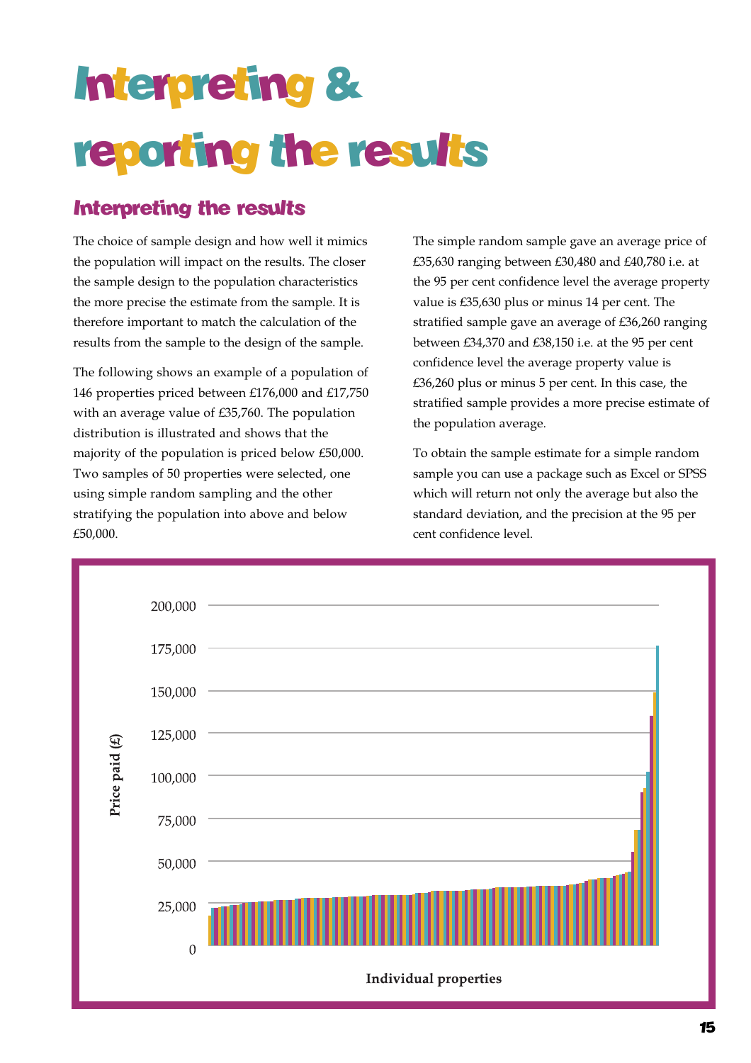# Interpreting & reporting the results

## Interpreting the results

The choice of sample design and how well it mimics the population will impact on the results. The closer the sample design to the population characteristics the more precise the estimate from the sample. It is therefore important to match the calculation of the results from the sample to the design of the sample.

The following shows an example of a population of 146 properties priced between £176,000 and £17,750 with an average value of £35,760. The population distribution is illustrated and shows that the majority of the population is priced below £50,000. Two samples of 50 properties were selected, one using simple random sampling and the other stratifying the population into above and below £50,000.

The simple random sample gave an average price of £35,630 ranging between £30,480 and £40,780 i.e. at the 95 per cent confidence level the average property value is £35,630 plus or minus 14 per cent. The stratified sample gave an average of £36,260 ranging between £34,370 and £38,150 i.e. at the 95 per cent confidence level the average property value is £36,260 plus or minus 5 per cent. In this case, the stratified sample provides a more precise estimate of the population average.

To obtain the sample estimate for a simple random sample you can use a package such as Excel or SPSS which will return not only the average but also the standard deviation, and the precision at the 95 per cent confidence level.

Price paid (£)

200,000
175,000
150,000
125,000
100,000
75,000
50,000
25,000
0

Individual properties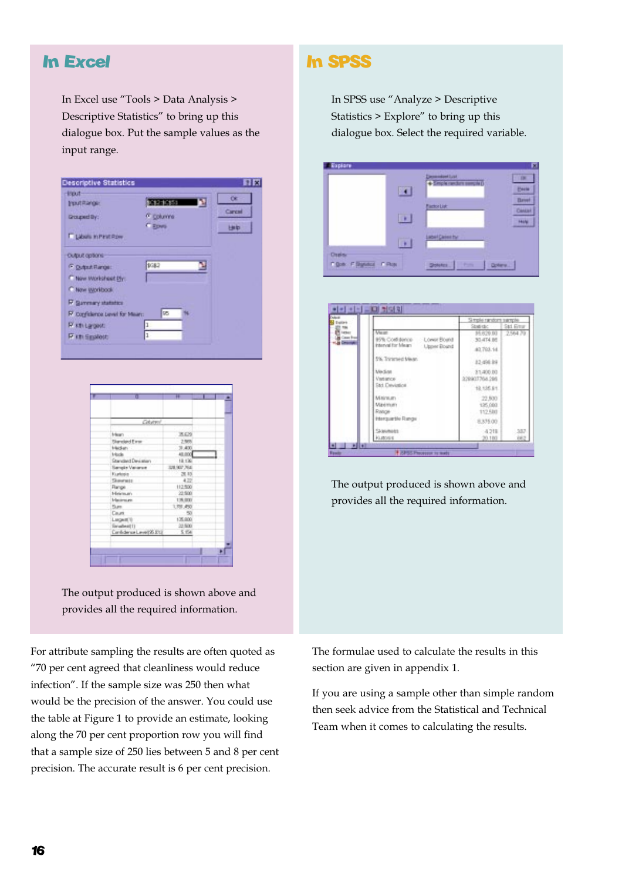## In Excel

In Excel use "Tools > Data Analysis > Descriptive Statistics" to bring up this dialogue box. Put the sample values as the input range.

The output produced is shown above and provides all the required information.

## In SPSS

In SPSS use "Analyze > Descriptive Statistics > Explore" to bring up this dialogue box. Select the required variable.

The output produced is shown above and provides all the required information.

For attribute sampling the results are often quoted as "70 per cent agreed that cleanliness would reduce infection". If the sample size was 250 then what would be the precision of the answer. You could use the table at Figure 1 to provide an estimate, looking along the 70 per cent proportion row you will find that a sample size of 250 lies between 5 and 8 per cent precision. The accurate result is 6 per cent precision.

The formulae used to calculate the results in this section are given in appendix 1.

If you are using a sample other than simple random then seek advice from the Statistical and Technical Team when it comes to calculating the results.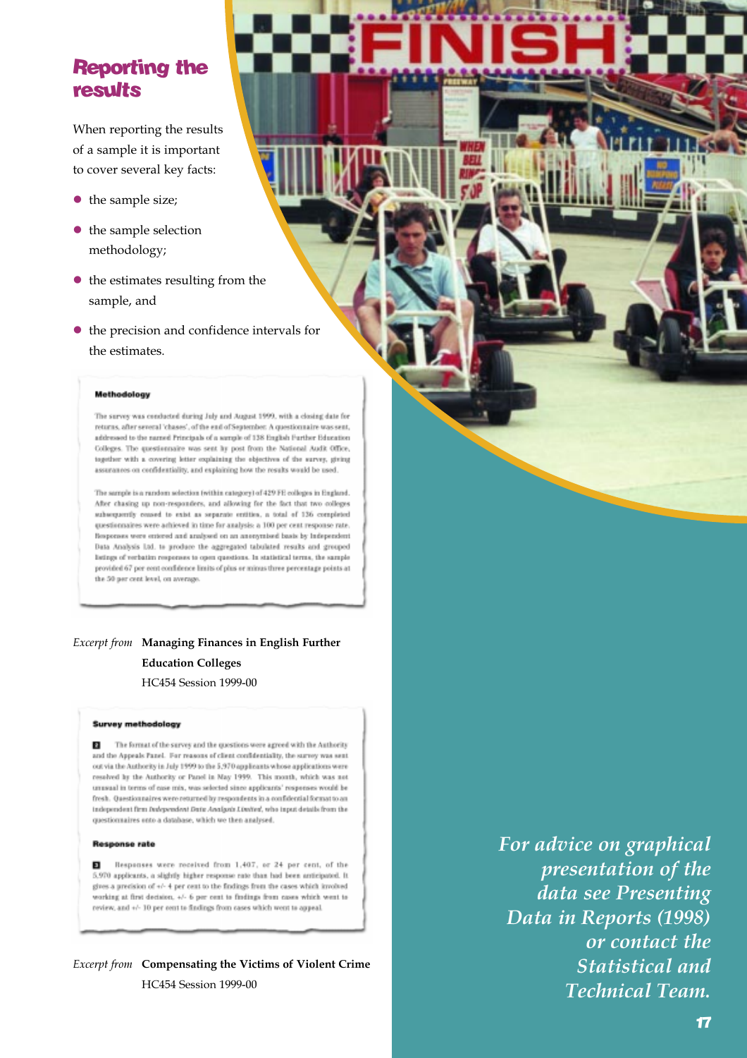## Reporting the results

When reporting the results of a sample it is important to cover several key facts:

- the sample size;
- the sample selection methodology;
- the estimates resulting from the sample, and
- the precision and confidence intervals for the estimates.

> **Methodology**
>
> The survey was conducted during July and August 1999, with a closing date for returns, after several 'chases', of the end of September. A questionnaire was sent, addressed to the named Principals of a sample of 138 English Further Education Colleges. The questionnaire was sent by post from the National Audit Office, together with a covering letter explaining the objectives of the survey, giving assurances on confidentiality, and explaining how the results would be used.
>
> The sample is a random selection (within category) of 429 FE colleges in England. After chasing up non-respondents, and allowing for the fact that two colleges subsequently ceased to exist as separate entities, a total of 136 completed questionnaires were achieved in time for analysis: a 100 per cent response rate. Responses were entered and analysed on an anonymised basis by Independent Data Analysis Ltd. to produce the aggregated tabulated results and grouped listings of verbatim responses to open questions. In statistical terms, the sample provided 67 per cent confidence limits of plus or minus three percentage points at the 50 per cent level, on average.

*Excerpt from* **Managing Finances in English Further Education Colleges**
HC454 Session 1999-00

> **Survey methodology**
>
> **2** The format of the survey and the questions were agreed with the Authority and the Appeals Panel. For reasons of client confidentiality, the survey was sent out via the Authority in July 1999 to the 5,970 applicants whose applications were resolved by the Authority or Panel in May 1999. This month, which was not unusual in terms of case mix, was selected since applicants' responses would be fresh. Questionnaires were returned by respondents in a confidential format to an independent firm *Independent Data Analysis Limited*, who input details from the questionnaires onto a database, which we then analysed.
>
> **Response rate**
>
> **3** Responses were received from 1,407, or 24 per cent, of the 5,970 applicants, a slightly higher response rate than had been anticipated. It gives a precision of +/- 4 per cent to the findings from the cases which involved working at first decision, +/- 6 per cent to findings from cases which went to review, and +/- 10 per cent to findings from cases which went to appeal.

*Excerpt from* **Compensating the Victims of Violent Crime**
HC454 Session 1999-00

*For advice on graphical presentation of the data see Presenting Data in Reports (1998) or contact the Statistical and Technical Team.*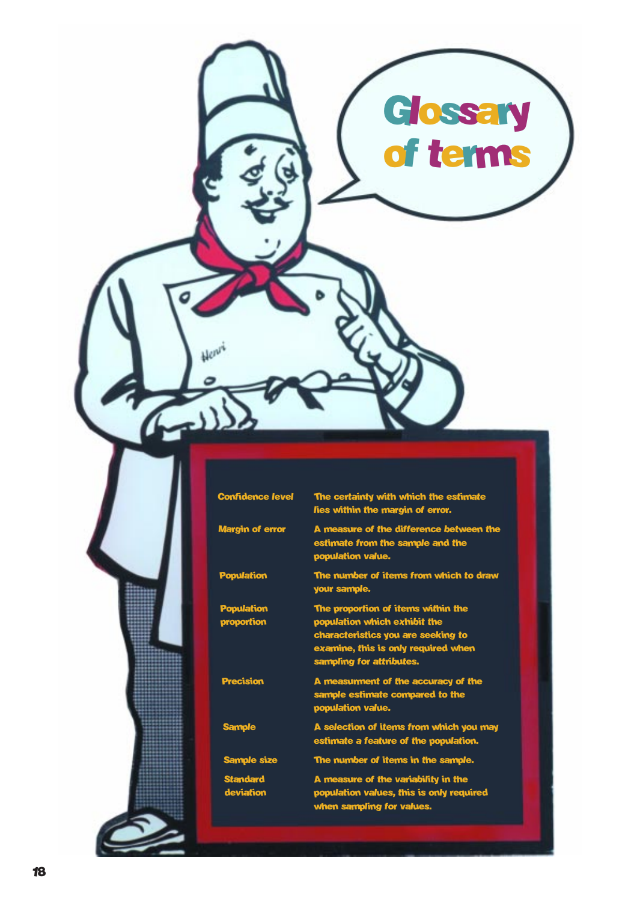# Glossary of terms

| Term | Definition |
|---|---|
| Confidence level | The certainty with which the estimate lies within the margin of error. |
| Margin of error | A measure of the difference between the estimate from the sample and the population value. |
| Population | The number of items from which to draw your sample. |
| Population proportion | The proportion of items within the population which exhibit the characteristics you are seeking to examine, this is only required when sampling for attributes. |
| Precision | A measurment of the accuracy of the sample estimate compared to the population value. |
| Sample | A selection of items from which you may estimate a feature of the population. |
| Sample size | The number of items in the sample. |
| Standard deviation | A measure of the variability in the population values, this is only required when sampling for values. |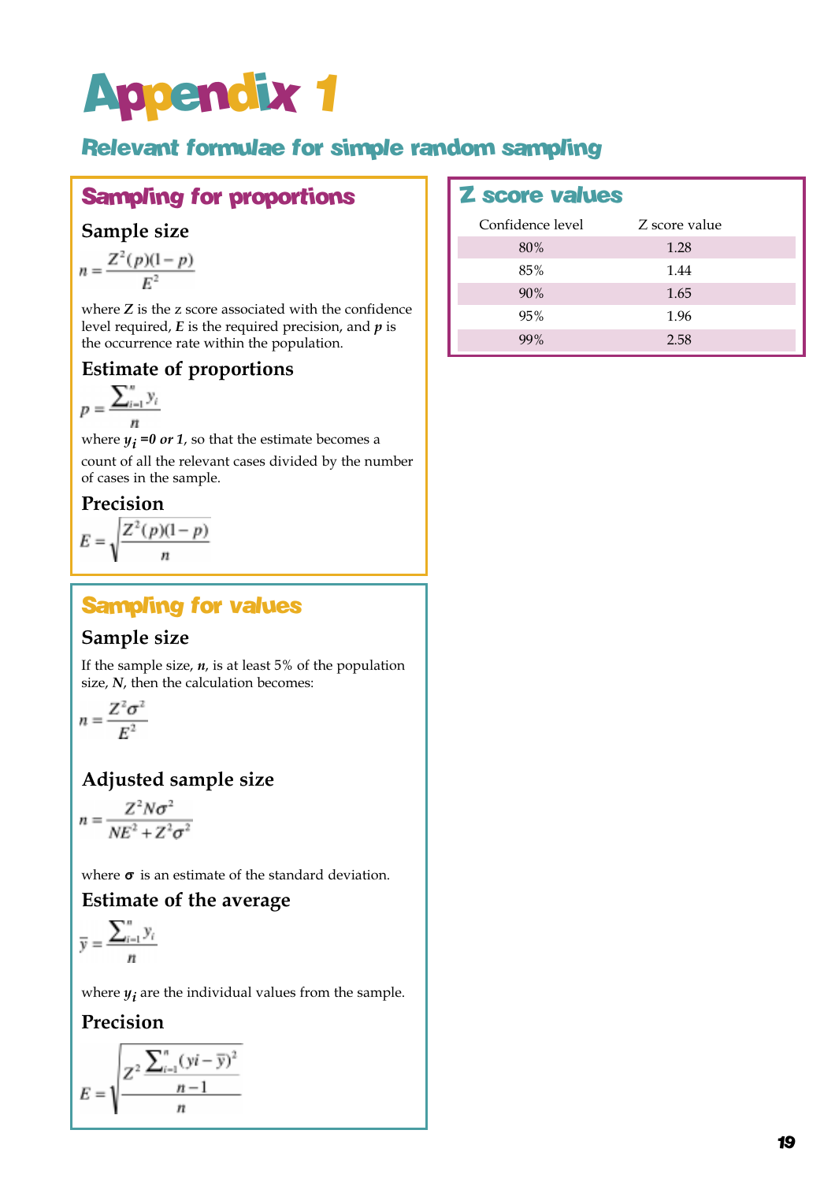# Appendix 1

## Relevant formulae for simple random sampling

### Sampling for proportions

#### Sample size

$$n = \frac{Z^2(p)(1-p)}{E^2}$$

where $Z$ is the z score associated with the confidence level required, $E$ is the required precision, and $p$ is the occurrence rate within the population.

#### Estimate of proportions

$$p = \frac{\sum_{i=1}^{n} y_i}{n}$$

where $y_i = 0$ *or* $1$, so that the estimate becomes a count of all the relevant cases divided by the number of cases in the sample.

#### Precision

$$E = \sqrt{\frac{Z^2(p)(1-p)}{n}}$$

### Sampling for values

#### Sample size

If the sample size, $n$, is at least 5% of the population size, $N$, then the calculation becomes:

$$n = \frac{Z^2\sigma^2}{E^2}$$

#### Adjusted sample size

$$n = \frac{Z^2 N \sigma^2}{NE^2 + Z^2\sigma^2}$$

where $\sigma$ is an estimate of the standard deviation.

#### Estimate of the average

$$\bar{y} = \frac{\sum_{i=1}^{n} y_i}{n}$$

where $y_i$ are the individual values from the sample.

#### Precision

$$E = \sqrt{\frac{Z^2 \frac{\sum_{i=1}^{n}(yi - \bar{y})^2}{n-1}}{n}}$$

### Z score values

| Confidence level | Z score value |
|---|---|
| 80% | 1.28 |
| 85% | 1.44 |
| 90% | 1.65 |
| 95% | 1.96 |
| 99% | 2.58 |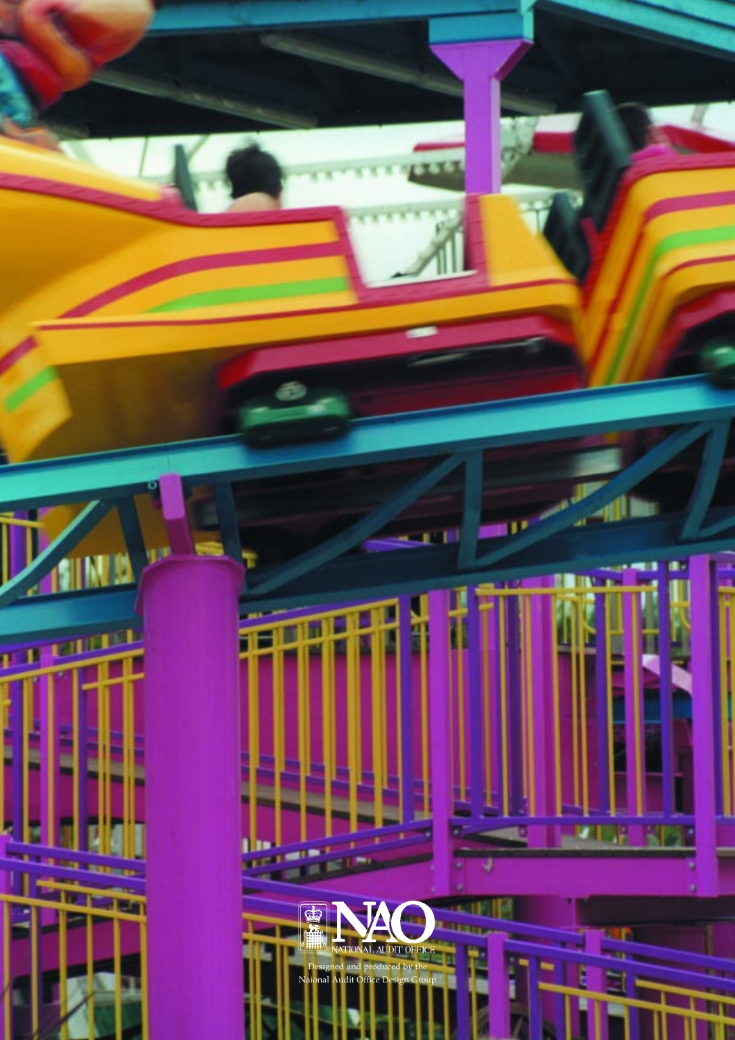NAO
NATIONAL AUDIT OFFICE

Designed and produced by the
Naional Audit Office Design Group